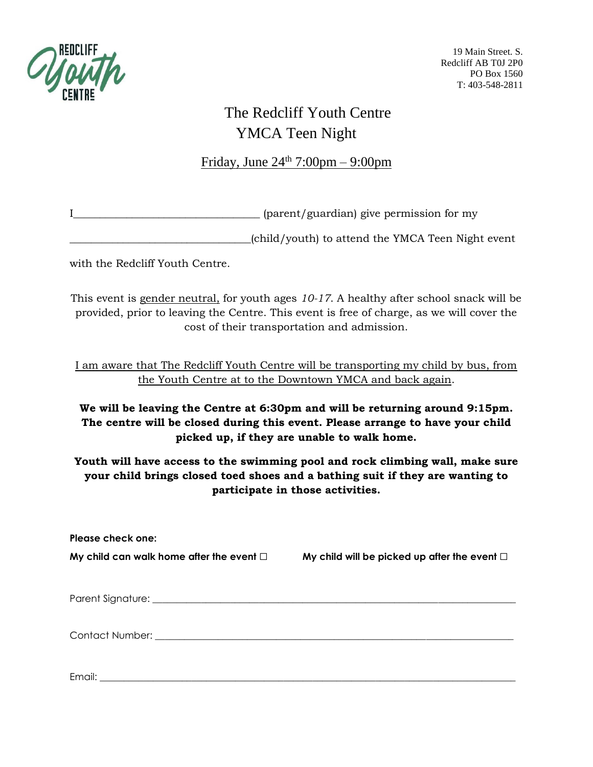REDCLIFF Youth CENTRE

19 Main Street. S.
Redcliff AB T0J 2P0
PO Box 1560
T: 403-548-2811

# The Redcliff Youth Centre YMCA Teen Night

Friday, June 24th 7:00pm – 9:00pm

I_________________________________ (parent/guardian) give permission for my

_________________________________(child/youth) to attend the YMCA Teen Night event with the Redcliff Youth Centre.

This event is gender neutral, for youth ages *10-17*. A healthy after school snack will be provided, prior to leaving the Centre. This event is free of charge, as we will cover the cost of their transportation and admission.

I am aware that The Redcliff Youth Centre will be transporting my child by bus, from the Youth Centre at to the Downtown YMCA and back again.

**We will be leaving the Centre at 6:30pm and will be returning around 9:15pm. The centre will be closed during this event. Please arrange to have your child picked up, if they are unable to walk home.**

**Youth will have access to the swimming pool and rock climbing wall, make sure your child brings closed toed shoes and a bathing suit if they are wanting to participate in those activities.**

**Please check one:**

**My child can walk home after the event ☐** **My child will be picked up after the event ☐**

Parent Signature: _________________________________

Contact Number: _________________________________

Email: _________________________________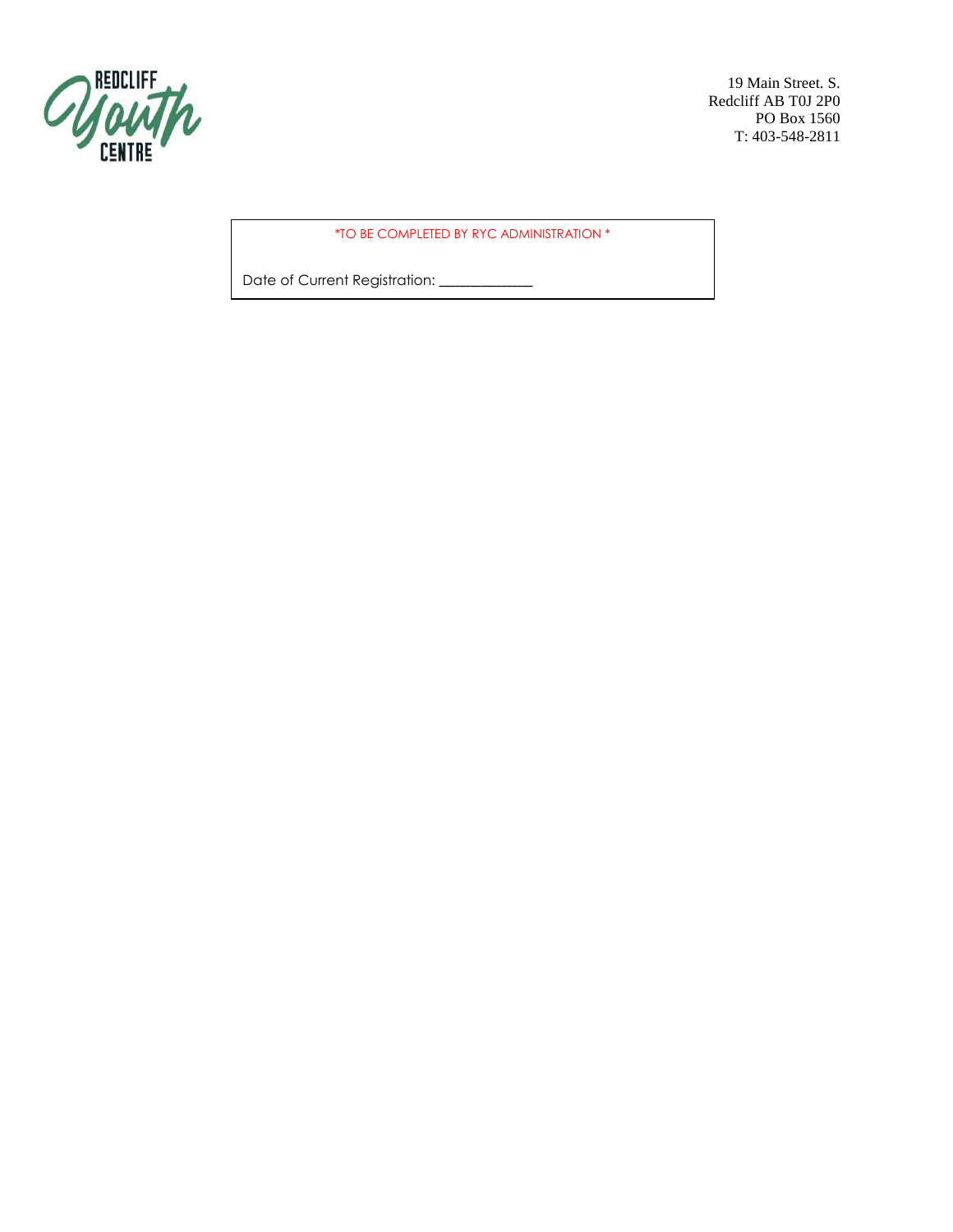REDCLIFF Youth CENTRE

19 Main Street. S.
Redcliff AB T0J 2P0
PO Box 1560
T: 403-548-2811

| |
|---|
| *TO BE COMPLETED BY RYC ADMINISTRATION * |
| Date of Current Registration: ____________ |